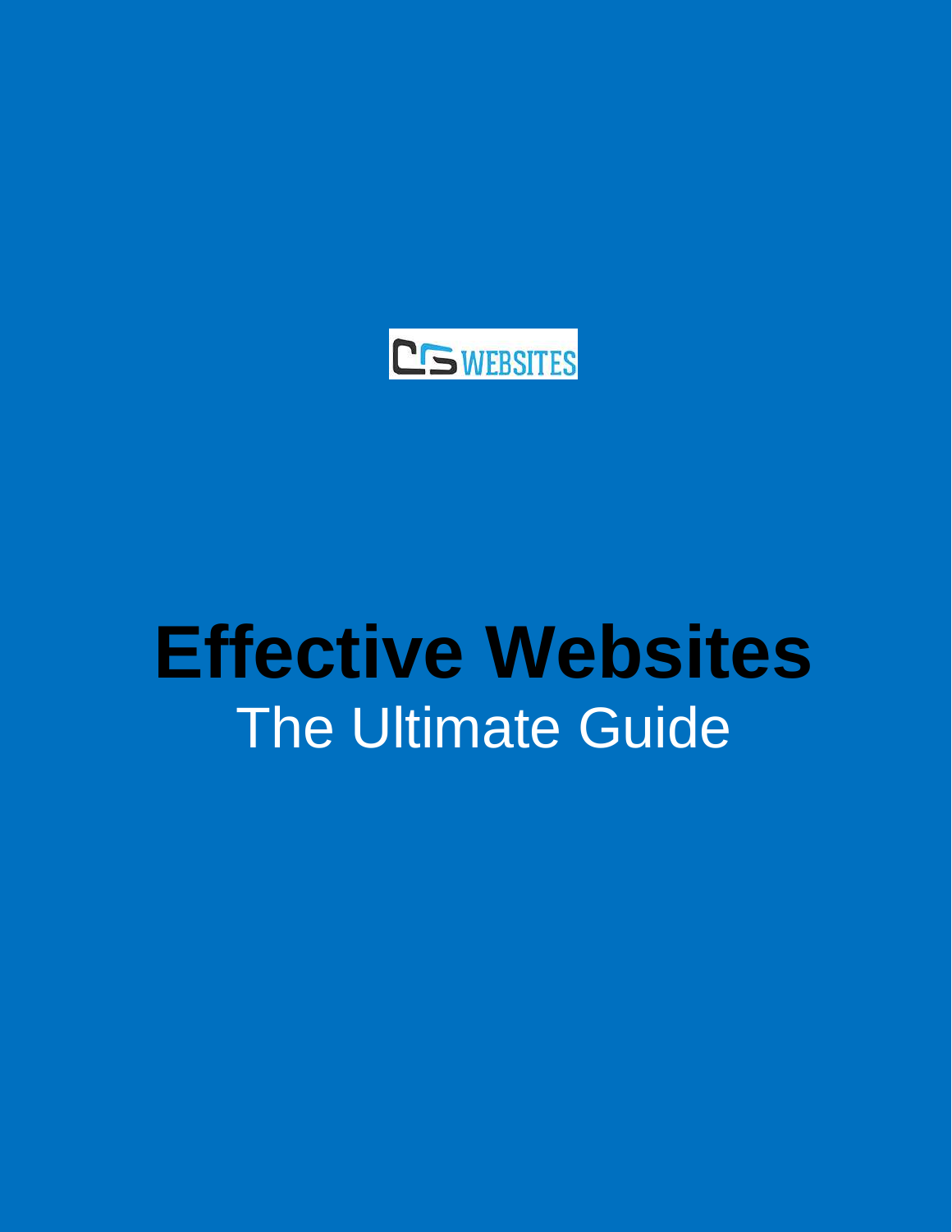CS WEBSITES

# Effective Websites

## The Ultimate Guide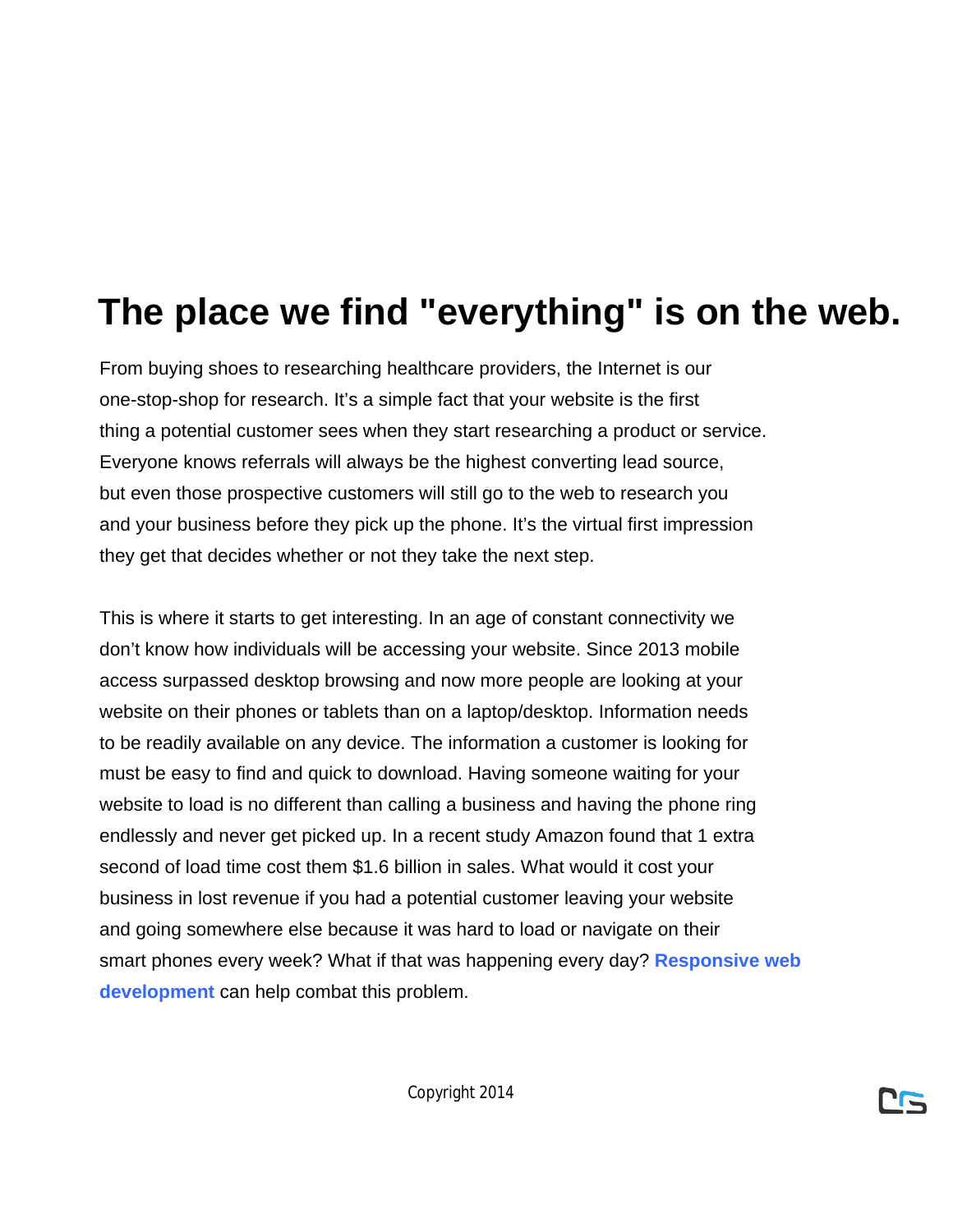# The place we find "everything" is on the web.

From buying shoes to researching healthcare providers, the Internet is our one-stop-shop for research. It's a simple fact that your website is the first thing a potential customer sees when they start researching a product or service. Everyone knows referrals will always be the highest converting lead source, but even those prospective customers will still go to the web to research you and your business before they pick up the phone. It's the virtual first impression they get that decides whether or not they take the next step.

This is where it starts to get interesting. In an age of constant connectivity we don't know how individuals will be accessing your website. Since 2013 mobile access surpassed desktop browsing and now more people are looking at your website on their phones or tablets than on a laptop/desktop. Information needs to be readily available on any device. The information a customer is looking for must be easy to find and quick to download. Having someone waiting for your website to load is no different than calling a business and having the phone ring endlessly and never get picked up. In a recent study Amazon found that 1 extra second of load time cost them $1.6 billion in sales. What would it cost your business in lost revenue if you had a potential customer leaving your website and going somewhere else because it was hard to load or navigate on their smart phones every week? What if that was happening every day? **Responsive web development** can help combat this problem.

Copyright 2014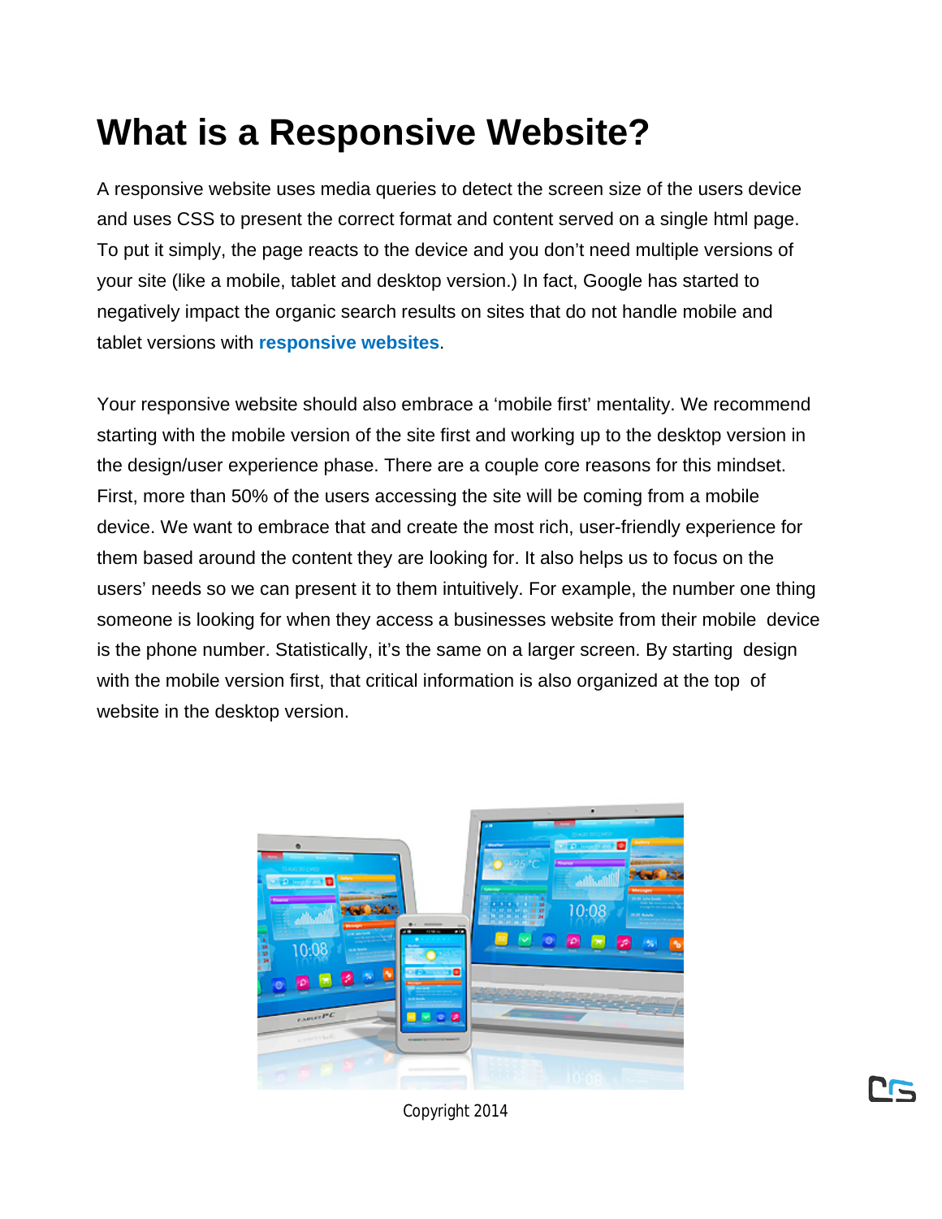# What is a Responsive Website?

A responsive website uses media queries to detect the screen size of the users device and uses CSS to present the correct format and content served on a single html page. To put it simply, the page reacts to the device and you don't need multiple versions of your site (like a mobile, tablet and desktop version.) In fact, Google has started to negatively impact the organic search results on sites that do not handle mobile and tablet versions with **responsive websites**.

Your responsive website should also embrace a 'mobile first' mentality. We recommend starting with the mobile version of the site first and working up to the desktop version in the design/user experience phase. There are a couple core reasons for this mindset. First, more than 50% of the users accessing the site will be coming from a mobile device. We want to embrace that and create the most rich, user-friendly experience for them based around the content they are looking for. It also helps us to focus on the users' needs so we can present it to them intuitively. For example, the number one thing someone is looking for when they access a businesses website from their mobile device is the phone number. Statistically, it's the same on a larger screen. By starting design with the mobile version first, that critical information is also organized at the top of website in the desktop version.

Copyright 2014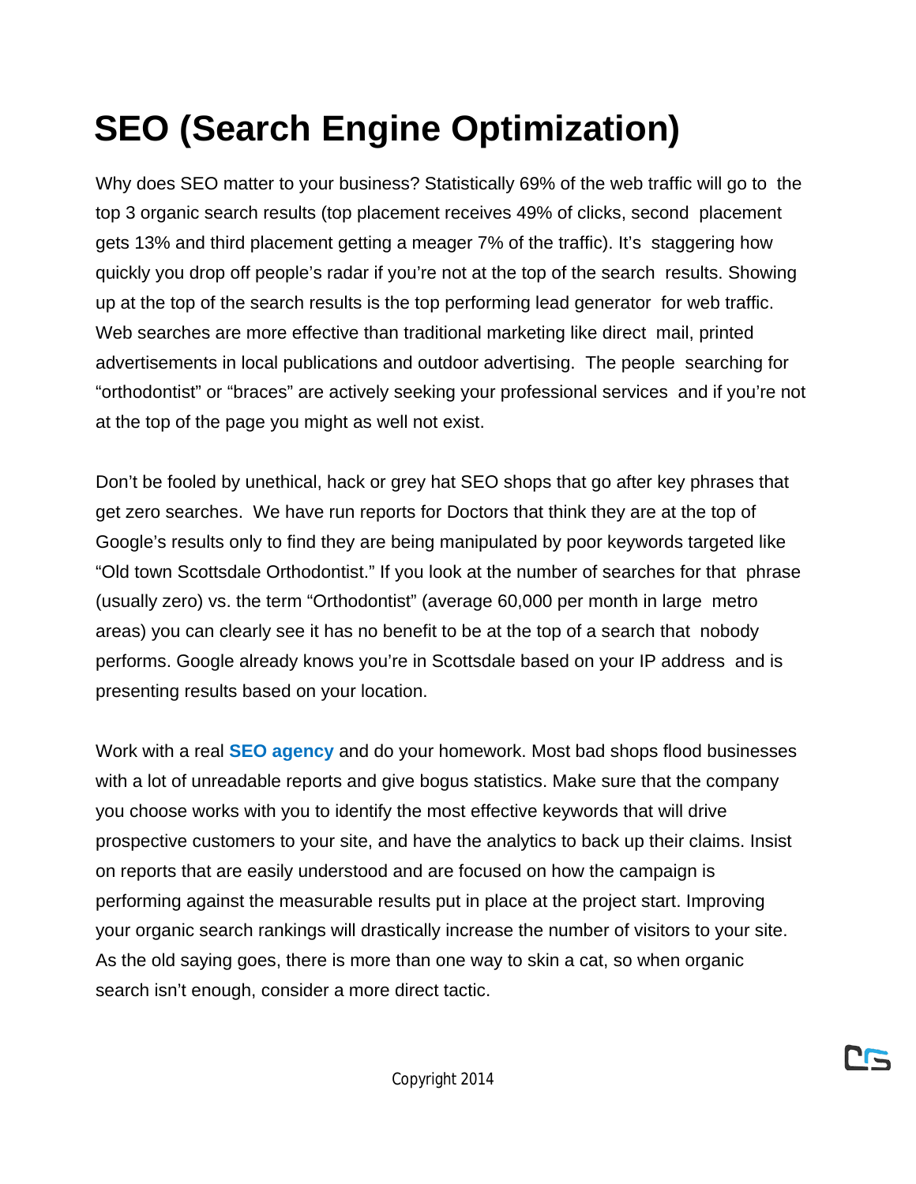# SEO (Search Engine Optimization)

Why does SEO matter to your business? Statistically 69% of the web traffic will go to the top 3 organic search results (top placement receives 49% of clicks, second placement gets 13% and third placement getting a meager 7% of the traffic). It's staggering how quickly you drop off people's radar if you're not at the top of the search results. Showing up at the top of the search results is the top performing lead generator for web traffic. Web searches are more effective than traditional marketing like direct mail, printed advertisements in local publications and outdoor advertising. The people searching for "orthodontist" or "braces" are actively seeking your professional services and if you're not at the top of the page you might as well not exist.

Don't be fooled by unethical, hack or grey hat SEO shops that go after key phrases that get zero searches. We have run reports for Doctors that think they are at the top of Google's results only to find they are being manipulated by poor keywords targeted like "Old town Scottsdale Orthodontist." If you look at the number of searches for that phrase (usually zero) vs. the term "Orthodontist" (average 60,000 per month in large metro areas) you can clearly see it has no benefit to be at the top of a search that nobody performs. Google already knows you're in Scottsdale based on your IP address and is presenting results based on your location.

Work with a real **SEO agency** and do your homework. Most bad shops flood businesses with a lot of unreadable reports and give bogus statistics. Make sure that the company you choose works with you to identify the most effective keywords that will drive prospective customers to your site, and have the analytics to back up their claims. Insist on reports that are easily understood and are focused on how the campaign is performing against the measurable results put in place at the project start. Improving your organic search rankings will drastically increase the number of visitors to your site. As the old saying goes, there is more than one way to skin a cat, so when organic search isn't enough, consider a more direct tactic.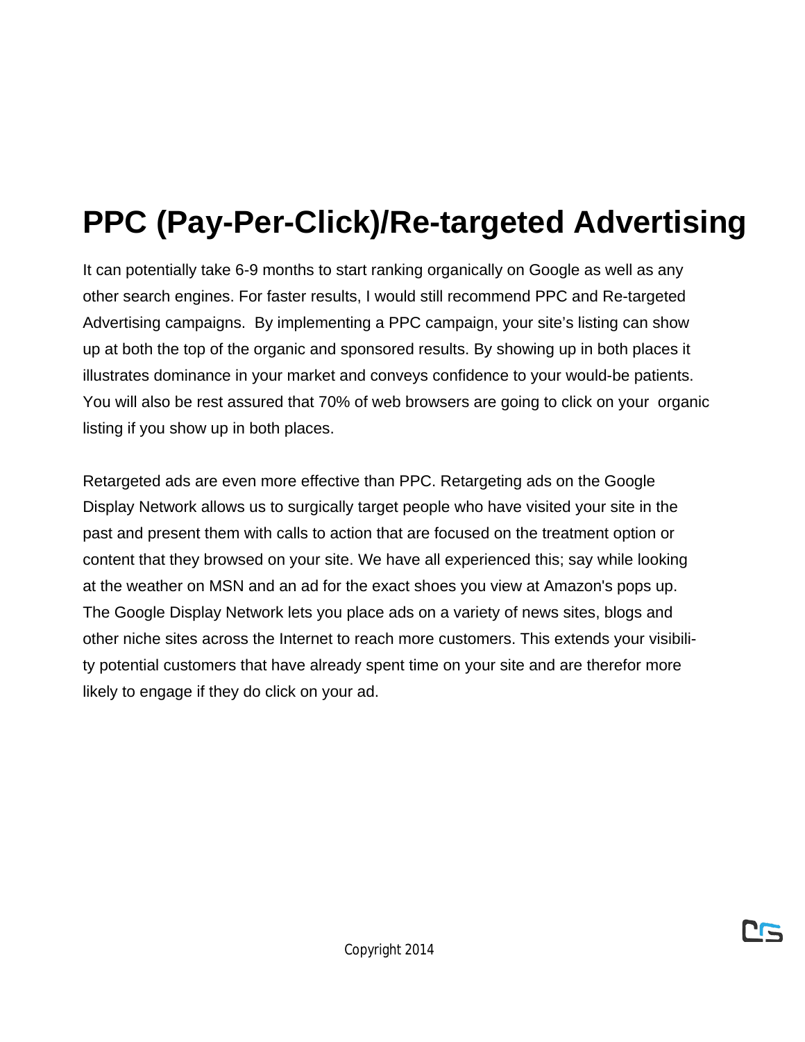# PPC (Pay-Per-Click)/Re-targeted Advertising

It can potentially take 6-9 months to start ranking organically on Google as well as any other search engines. For faster results, I would still recommend PPC and Re-targeted Advertising campaigns. By implementing a PPC campaign, your site's listing can show up at both the top of the organic and sponsored results. By showing up in both places it illustrates dominance in your market and conveys confidence to your would-be patients. You will also be rest assured that 70% of web browsers are going to click on your organic listing if you show up in both places.

Retargeted ads are even more effective than PPC. Retargeting ads on the Google Display Network allows us to surgically target people who have visited your site in the past and present them with calls to action that are focused on the treatment option or content that they browsed on your site. We have all experienced this; say while looking at the weather on MSN and an ad for the exact shoes you view at Amazon's pops up. The Google Display Network lets you place ads on a variety of news sites, blogs and other niche sites across the Internet to reach more customers. This extends your visibility potential customers that have already spent time on your site and are therefor more likely to engage if they do click on your ad.

Copyright 2014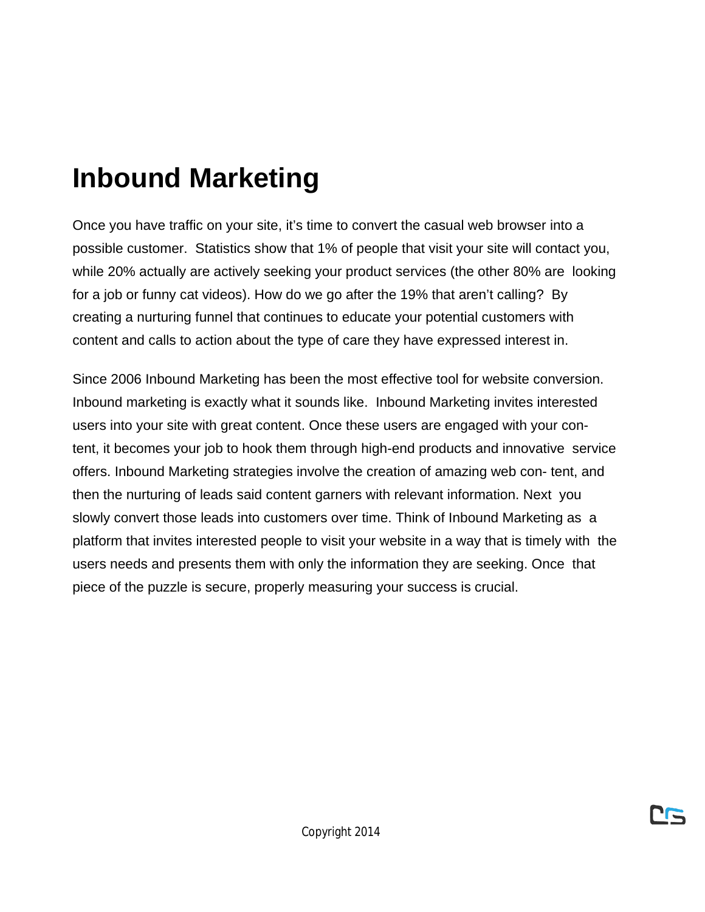# Inbound Marketing

Once you have traffic on your site, it's time to convert the casual web browser into a possible customer.  Statistics show that 1% of people that visit your site will contact you, while 20% actually are actively seeking your product services (the other 80% are  looking for a job or funny cat videos). How do we go after the 19% that aren't calling?  By creating a nurturing funnel that continues to educate your potential customers with content and calls to action about the type of care they have expressed interest in.

Since 2006 Inbound Marketing has been the most effective tool for website conversion. Inbound marketing is exactly what it sounds like.  Inbound Marketing invites interested users into your site with great content. Once these users are engaged with your content, it becomes your job to hook them through high-end products and innovative  service offers. Inbound Marketing strategies involve the creation of amazing web con- tent, and then the nurturing of leads said content garners with relevant information. Next  you slowly convert those leads into customers over time. Think of Inbound Marketing as  a platform that invites interested people to visit your website in a way that is timely with  the users needs and presents them with only the information they are seeking. Once  that piece of the puzzle is secure, properly measuring your success is crucial.

Copyright 2014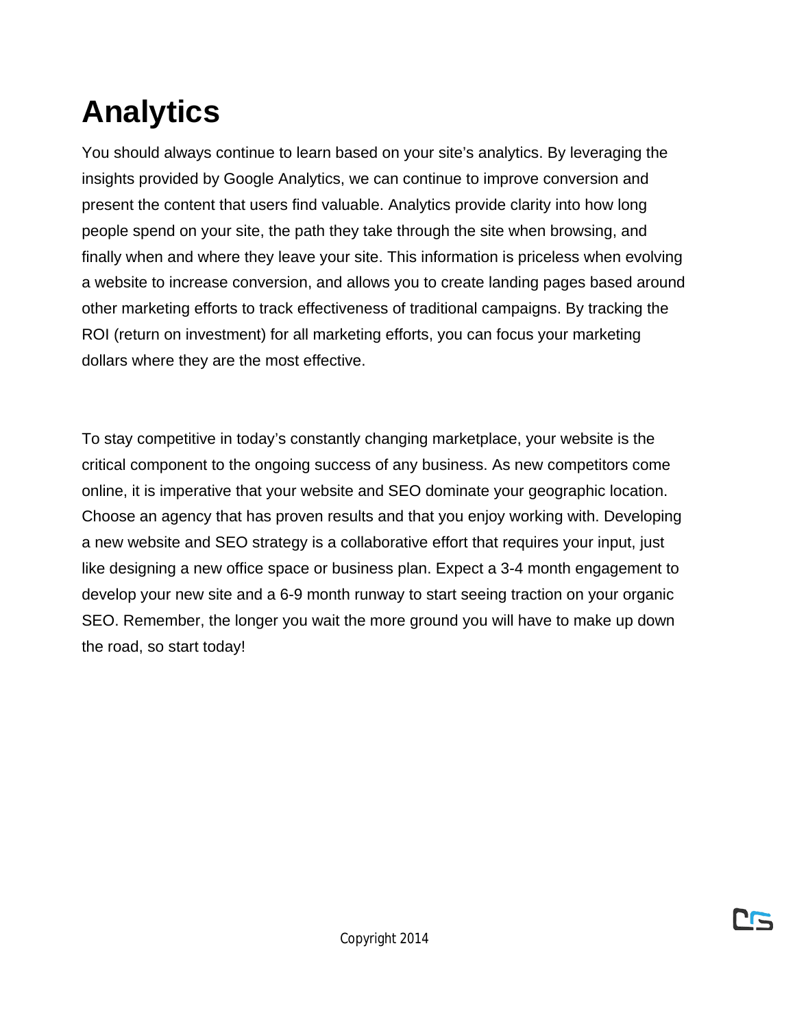# Analytics

You should always continue to learn based on your site's analytics. By leveraging the insights provided by Google Analytics, we can continue to improve conversion and present the content that users find valuable. Analytics provide clarity into how long people spend on your site, the path they take through the site when browsing, and finally when and where they leave your site. This information is priceless when evolving a website to increase conversion, and allows you to create landing pages based around other marketing efforts to track effectiveness of traditional campaigns. By tracking the ROI (return on investment) for all marketing efforts, you can focus your marketing dollars where they are the most effective.

To stay competitive in today's constantly changing marketplace, your website is the critical component to the ongoing success of any business. As new competitors come online, it is imperative that your website and SEO dominate your geographic location. Choose an agency that has proven results and that you enjoy working with. Developing a new website and SEO strategy is a collaborative effort that requires your input, just like designing a new office space or business plan. Expect a 3-4 month engagement to develop your new site and a 6-9 month runway to start seeing traction on your organic SEO. Remember, the longer you wait the more ground you will have to make up down the road, so start today!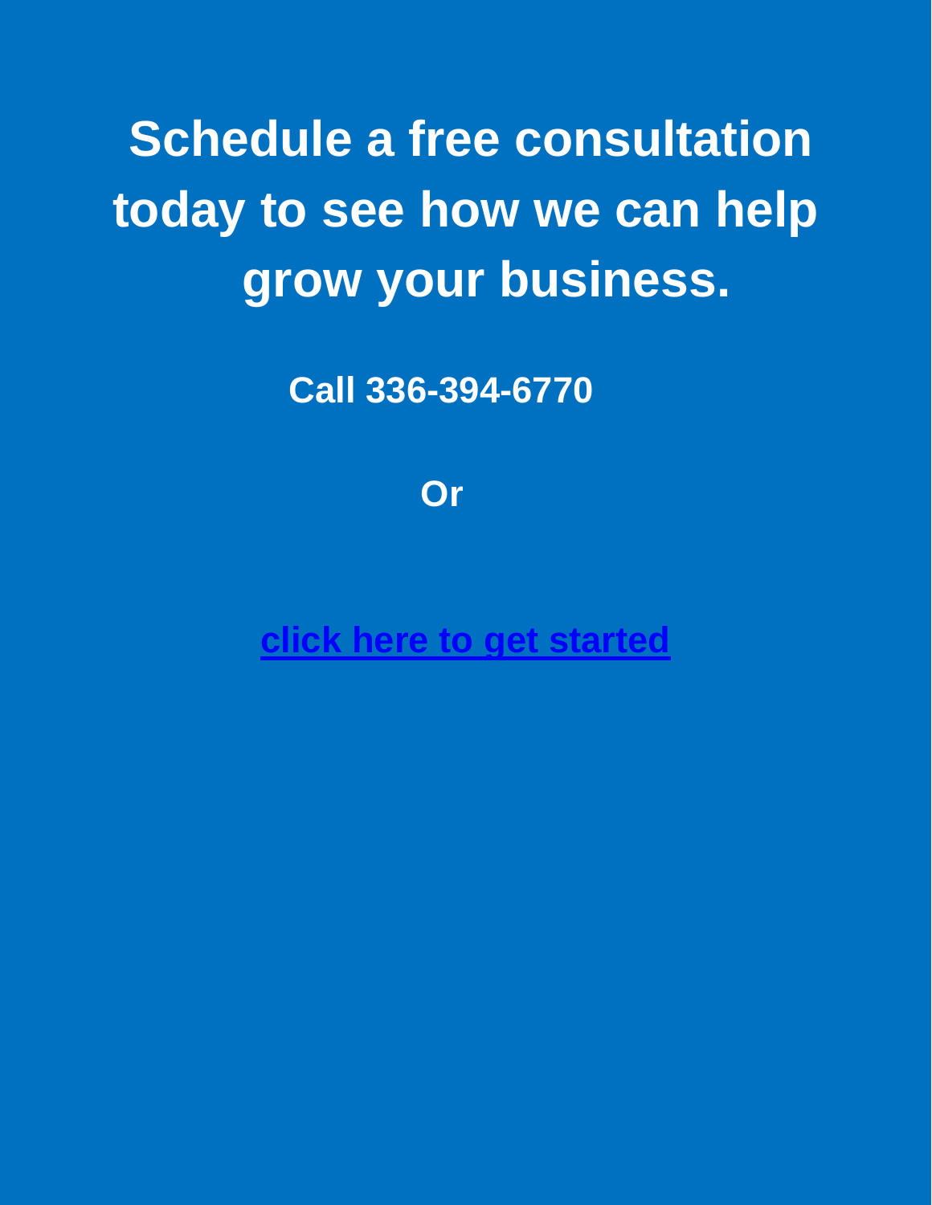# Schedule a free consultation today to see how we can help grow your business.

**Call 336-394-6770**

**Or**

**click here to get started**